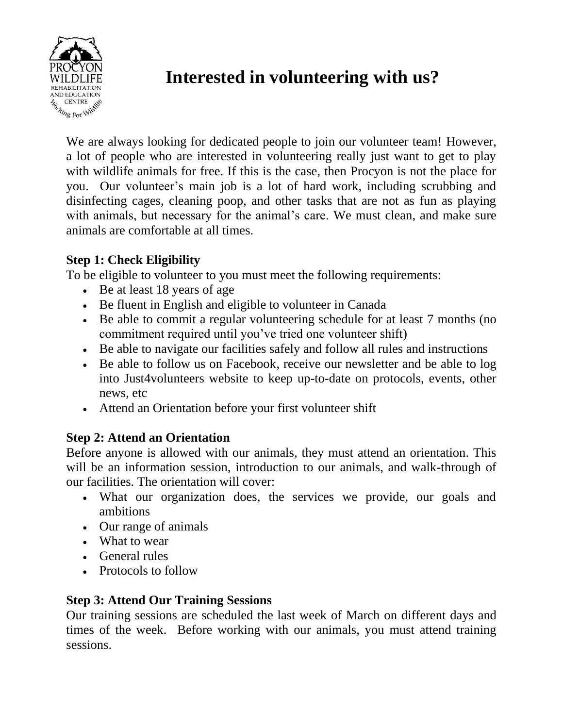# Interested in volunteering with us?

We are always looking for dedicated people to join our volunteer team! However, a lot of people who are interested in volunteering really just want to get to play with wildlife animals for free. If this is the case, then Procyon is not the place for you. Our volunteer's main job is a lot of hard work, including scrubbing and disinfecting cages, cleaning poop, and other tasks that are not as fun as playing with animals, but necessary for the animal's care. We must clean, and make sure animals are comfortable at all times.

**Step 1: Check Eligibility**

To be eligible to volunteer to you must meet the following requirements:

- Be at least 18 years of age
- Be fluent in English and eligible to volunteer in Canada
- Be able to commit a regular volunteering schedule for at least 7 months (no commitment required until you've tried one volunteer shift)
- Be able to navigate our facilities safely and follow all rules and instructions
- Be able to follow us on Facebook, receive our newsletter and be able to log into Just4volunteers website to keep up-to-date on protocols, events, other news, etc
- Attend an Orientation before your first volunteer shift

**Step 2: Attend an Orientation**

Before anyone is allowed with our animals, they must attend an orientation. This will be an information session, introduction to our animals, and walk-through of our facilities. The orientation will cover:

- What our organization does, the services we provide, our goals and ambitions
- Our range of animals
- What to wear
- General rules
- Protocols to follow

**Step 3: Attend Our Training Sessions**

Our training sessions are scheduled the last week of March on different days and times of the week. Before working with our animals, you must attend training sessions.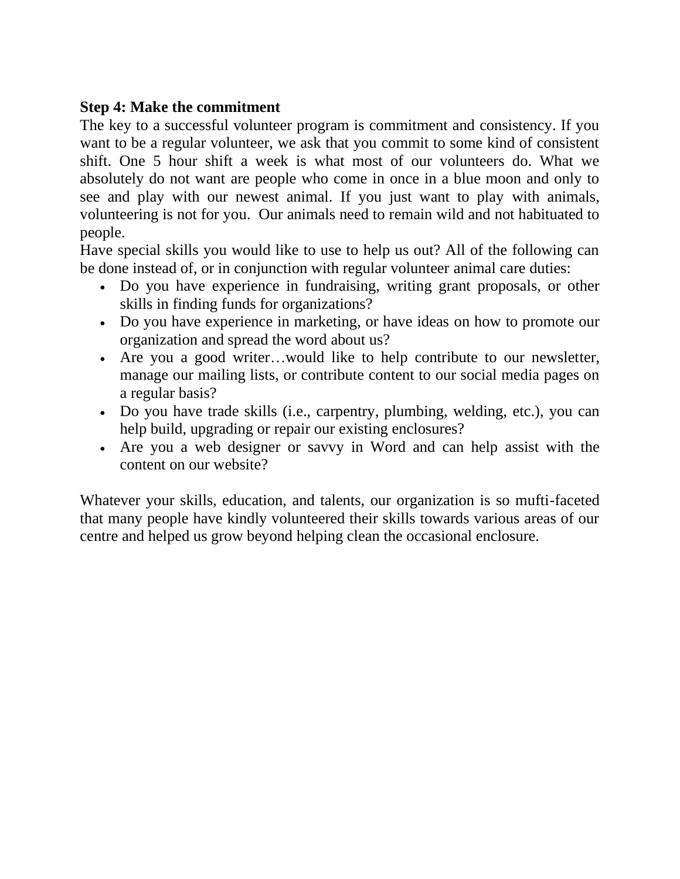**Step 4: Make the commitment**

The key to a successful volunteer program is commitment and consistency. If you want to be a regular volunteer, we ask that you commit to some kind of consistent shift. One 5 hour shift a week is what most of our volunteers do. What we absolutely do not want are people who come in once in a blue moon and only to see and play with our newest animal. If you just want to play with animals, volunteering is not for you. Our animals need to remain wild and not habituated to people.

Have special skills you would like to use to help us out? All of the following can be done instead of, or in conjunction with regular volunteer animal care duties:

- Do you have experience in fundraising, writing grant proposals, or other skills in finding funds for organizations?
- Do you have experience in marketing, or have ideas on how to promote our organization and spread the word about us?
- Are you a good writer…would like to help contribute to our newsletter, manage our mailing lists, or contribute content to our social media pages on a regular basis?
- Do you have trade skills (i.e., carpentry, plumbing, welding, etc.), you can help build, upgrading or repair our existing enclosures?
- Are you a web designer or savvy in Word and can help assist with the content on our website?

Whatever your skills, education, and talents, our organization is so mufti-faceted that many people have kindly volunteered their skills towards various areas of our centre and helped us grow beyond helping clean the occasional enclosure.